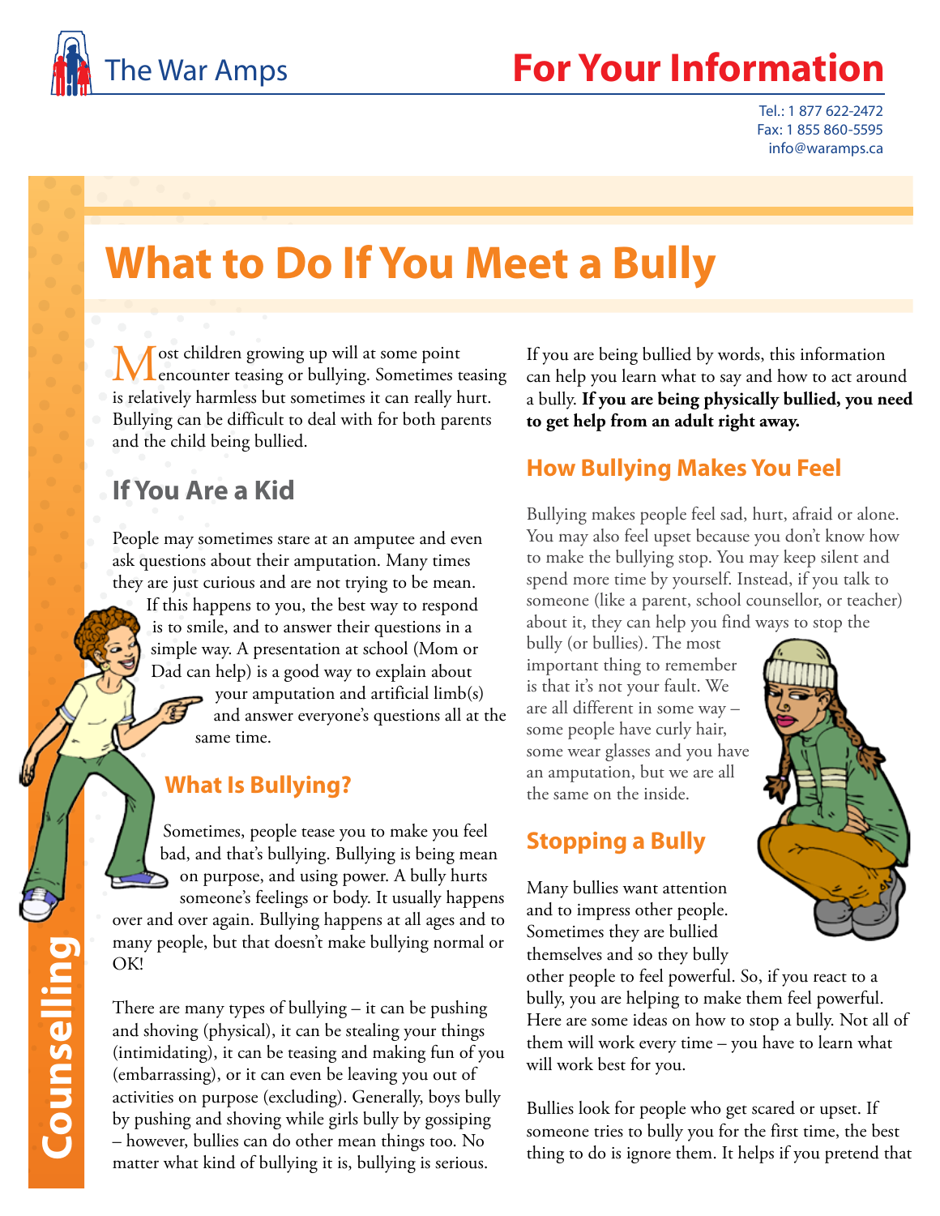The War Amps

# For Your Information

Tel.: 1 877 622-2472
Fax: 1 855 860-5595
info@waramps.ca

Counselling

# What to Do If You Meet a Bully

Most children growing up will at some point encounter teasing or bullying. Sometimes teasing is relatively harmless but sometimes it can really hurt. Bullying can be difficult to deal with for both parents and the child being bullied.

## If You Are a Kid

People may sometimes stare at an amputee and even ask questions about their amputation. Many times they are just curious and are not trying to be mean. If this happens to you, the best way to respond is to smile, and to answer their questions in a simple way. A presentation at school (Mom or Dad can help) is a good way to explain about your amputation and artificial limb(s) and answer everyone's questions all at the same time.

### What Is Bullying?

Sometimes, people tease you to make you feel bad, and that's bullying. Bullying is being mean on purpose, and using power. A bully hurts someone's feelings or body. It usually happens over and over again. Bullying happens at all ages and to many people, but that doesn't make bullying normal or OK!

There are many types of bullying – it can be pushing and shoving (physical), it can be stealing your things (intimidating), it can be teasing and making fun of you (embarrassing), or it can even be leaving you out of activities on purpose (excluding). Generally, boys bully by pushing and shoving while girls bully by gossiping – however, bullies can do other mean things too. No matter what kind of bullying it is, bullying is serious.

If you are being bullied by words, this information can help you learn what to say and how to act around a bully. **If you are being physically bullied, you need to get help from an adult right away.**

### How Bullying Makes You Feel

Bullying makes people feel sad, hurt, afraid or alone. You may also feel upset because you don't know how to make the bullying stop. You may keep silent and spend more time by yourself. Instead, if you talk to someone (like a parent, school counsellor, or teacher) about it, they can help you find ways to stop the bully (or bullies). The most important thing to remember is that it's not your fault. We are all different in some way – some people have curly hair, some wear glasses and you have an amputation, but we are all the same on the inside.

### Stopping a Bully

Many bullies want attention and to impress other people. Sometimes they are bullied themselves and so they bully other people to feel powerful. So, if you react to a bully, you are helping to make them feel powerful. Here are some ideas on how to stop a bully. Not all of them will work every time – you have to learn what will work best for you.

Bullies look for people who get scared or upset. If someone tries to bully you for the first time, the best thing to do is ignore them. It helps if you pretend that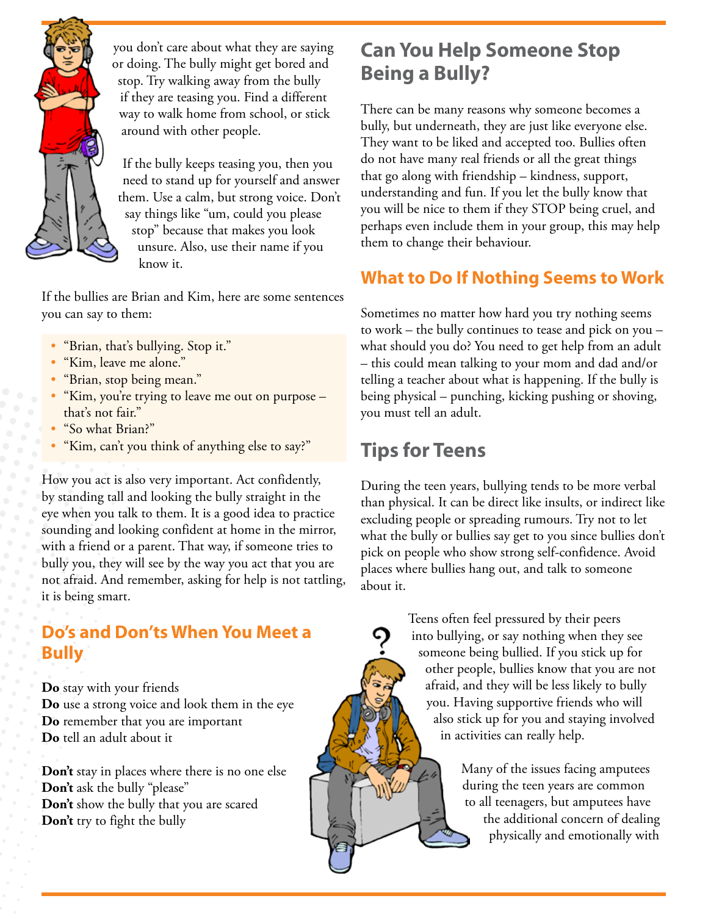you don't care about what they are saying or doing. The bully might get bored and stop. Try walking away from the bully if they are teasing you. Find a different way to walk home from school, or stick around with other people.

If the bully keeps teasing you, then you need to stand up for yourself and answer them. Use a calm, but strong voice. Don't say things like "um, could you please stop" because that makes you look unsure. Also, use their name if you know it.

If the bullies are Brian and Kim, here are some sentences you can say to them:

- "Brian, that's bullying. Stop it."
- "Kim, leave me alone."
- "Brian, stop being mean."
- "Kim, you're trying to leave me out on purpose – that's not fair."
- "So what Brian?"
- "Kim, can't you think of anything else to say?"

How you act is also very important. Act confidently, by standing tall and looking the bully straight in the eye when you talk to them. It is a good idea to practice sounding and looking confident at home in the mirror, with a friend or a parent. That way, if someone tries to bully you, they will see by the way you act that you are not afraid. And remember, asking for help is not tattling, it is being smart.

## Do's and Don'ts When You Meet a Bully

**Do** stay with your friends
**Do** use a strong voice and look them in the eye
**Do** remember that you are important
**Do** tell an adult about it

**Don't** stay in places where there is no one else
**Don't** ask the bully "please"
**Don't** show the bully that you are scared
**Don't** try to fight the bully

## Can You Help Someone Stop Being a Bully?

There can be many reasons why someone becomes a bully, but underneath, they are just like everyone else. They want to be liked and accepted too. Bullies often do not have many real friends or all the great things that go along with friendship – kindness, support, understanding and fun. If you let the bully know that you will be nice to them if they STOP being cruel, and perhaps even include them in your group, this may help them to change their behaviour.

## What to Do If Nothing Seems to Work

Sometimes no matter how hard you try nothing seems to work – the bully continues to tease and pick on you – what should you do? You need to get help from an adult – this could mean talking to your mom and dad and/or telling a teacher about what is happening. If the bully is being physical – punching, kicking pushing or shoving, you must tell an adult.

## Tips for Teens

During the teen years, bullying tends to be more verbal than physical. It can be direct like insults, or indirect like excluding people or spreading rumours. Try not to let what the bully or bullies say get to you since bullies don't pick on people who show strong self-confidence. Avoid places where bullies hang out, and talk to someone about it.

Teens often feel pressured by their peers into bullying, or say nothing when they see someone being bullied. If you stick up for other people, bullies know that you are not afraid, and they will be less likely to bully you. Having supportive friends who will also stick up for you and staying involved in activities can really help.

Many of the issues facing amputees during the teen years are common to all teenagers, but amputees have the additional concern of dealing physically and emotionally with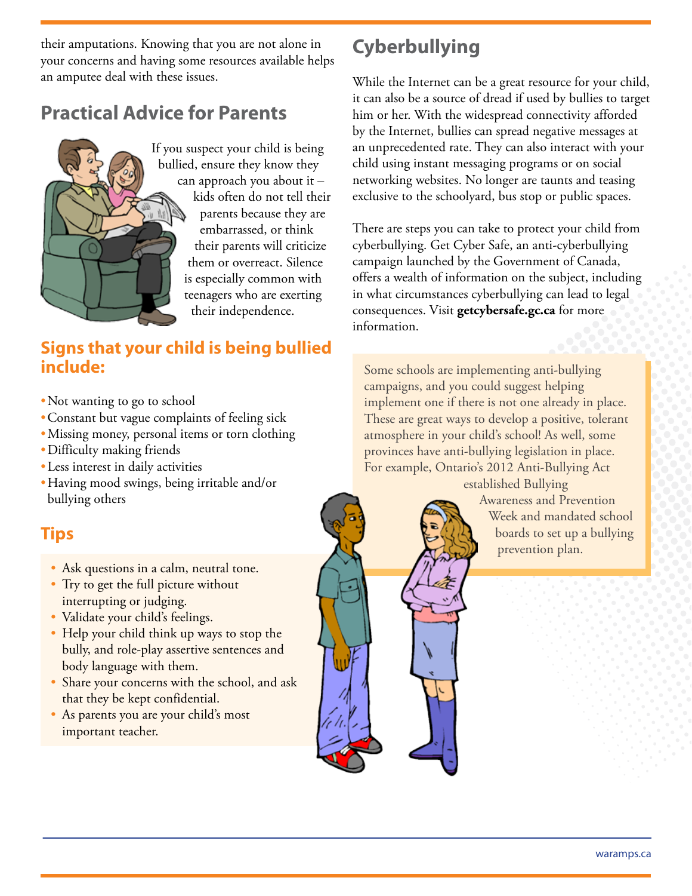their amputations. Knowing that you are not alone in your concerns and having some resources available helps an amputee deal with these issues.

## Practical Advice for Parents

If you suspect your child is being bullied, ensure they know they can approach you about it – kids often do not tell their parents because they are embarrassed, or think their parents will criticize them or overreact. Silence is especially common with teenagers who are exerting their independence.

### Signs that your child is being bullied include:

- Not wanting to go to school
- Constant but vague complaints of feeling sick
- Missing money, personal items or torn clothing
- Difficulty making friends
- Less interest in daily activities
- Having mood swings, being irritable and/or bullying others

### Tips

- Ask questions in a calm, neutral tone.
- Try to get the full picture without interrupting or judging.
- Validate your child's feelings.
- Help your child think up ways to stop the bully, and role-play assertive sentences and body language with them.
- Share your concerns with the school, and ask that they be kept confidential.
- As parents you are your child's most important teacher.

## Cyberbullying

While the Internet can be a great resource for your child, it can also be a source of dread if used by bullies to target him or her. With the widespread connectivity afforded by the Internet, bullies can spread negative messages at an unprecedented rate. They can also interact with your child using instant messaging programs or on social networking websites. No longer are taunts and teasing exclusive to the schoolyard, bus stop or public spaces.

There are steps you can take to protect your child from cyberbullying. Get Cyber Safe, an anti-cyberbullying campaign launched by the Government of Canada, offers a wealth of information on the subject, including in what circumstances cyberbullying can lead to legal consequences. Visit **getcybersafe.gc.ca** for more information.

Some schools are implementing anti-bullying campaigns, and you could suggest helping implement one if there is not one already in place. These are great ways to develop a positive, tolerant atmosphere in your child's school! As well, some provinces have anti-bullying legislation in place. For example, Ontario's 2012 Anti-Bullying Act established Bullying Awareness and Prevention Week and mandated school boards to set up a bullying prevention plan.